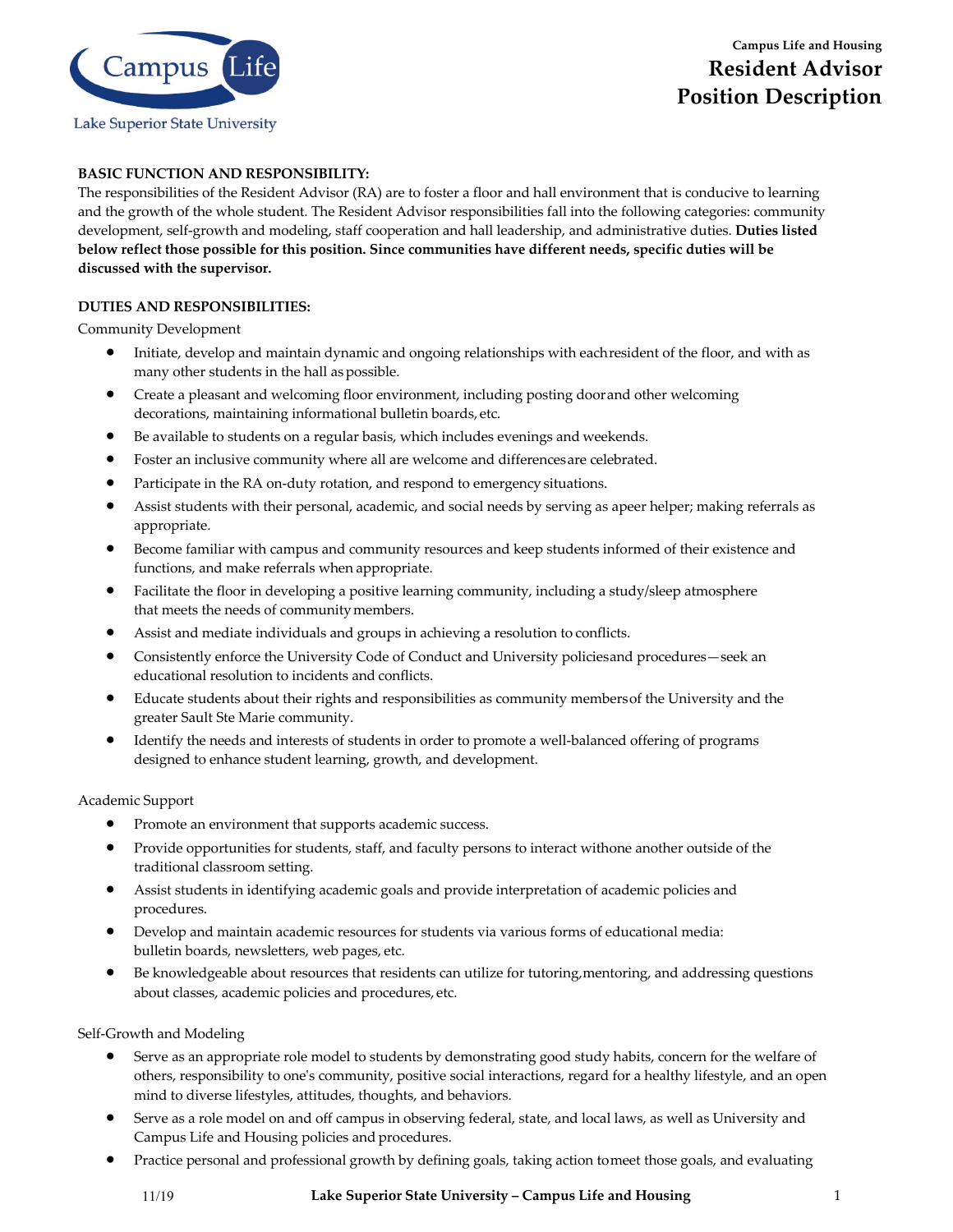Campus Life and Housing

# Resident Advisor Position Description

**BASIC FUNCTION AND RESPONSIBILITY:**

The responsibilities of the Resident Advisor (RA) are to foster a floor and hall environment that is conducive to learning and the growth of the whole student. The Resident Advisor responsibilities fall into the following categories: community development, self-growth and modeling, staff cooperation and hall leadership, and administrative duties. **Duties listed below reflect those possible for this position. Since communities have different needs, specific duties will be discussed with the supervisor.**

**DUTIES AND RESPONSIBILITIES:**

Community Development

- Initiate, develop and maintain dynamic and ongoing relationships with each resident of the floor, and with as many other students in the hall as possible.
- Create a pleasant and welcoming floor environment, including posting door and other welcoming decorations, maintaining informational bulletin boards, etc.
- Be available to students on a regular basis, which includes evenings and weekends.
- Foster an inclusive community where all are welcome and differences are celebrated.
- Participate in the RA on-duty rotation, and respond to emergency situations.
- Assist students with their personal, academic, and social needs by serving as a peer helper; making referrals as appropriate.
- Become familiar with campus and community resources and keep students informed of their existence and functions, and make referrals when appropriate.
- Facilitate the floor in developing a positive learning community, including a study/sleep atmosphere that meets the needs of community members.
- Assist and mediate individuals and groups in achieving a resolution to conflicts.
- Consistently enforce the University Code of Conduct and University policies and procedures—seek an educational resolution to incidents and conflicts.
- Educate students about their rights and responsibilities as community members of the University and the greater Sault Ste Marie community.
- Identify the needs and interests of students in order to promote a well-balanced offering of programs designed to enhance student learning, growth, and development.

Academic Support

- Promote an environment that supports academic success.
- Provide opportunities for students, staff, and faculty persons to interact with one another outside of the traditional classroom setting.
- Assist students in identifying academic goals and provide interpretation of academic policies and procedures.
- Develop and maintain academic resources for students via various forms of educational media: bulletin boards, newsletters, web pages, etc.
- Be knowledgeable about resources that residents can utilize for tutoring, mentoring, and addressing questions about classes, academic policies and procedures, etc.

Self-Growth and Modeling

- Serve as an appropriate role model to students by demonstrating good study habits, concern for the welfare of others, responsibility to one's community, positive social interactions, regard for a healthy lifestyle, and an open mind to diverse lifestyles, attitudes, thoughts, and behaviors.
- Serve as a role model on and off campus in observing federal, state, and local laws, as well as University and Campus Life and Housing policies and procedures.
- Practice personal and professional growth by defining goals, taking action to meet those goals, and evaluating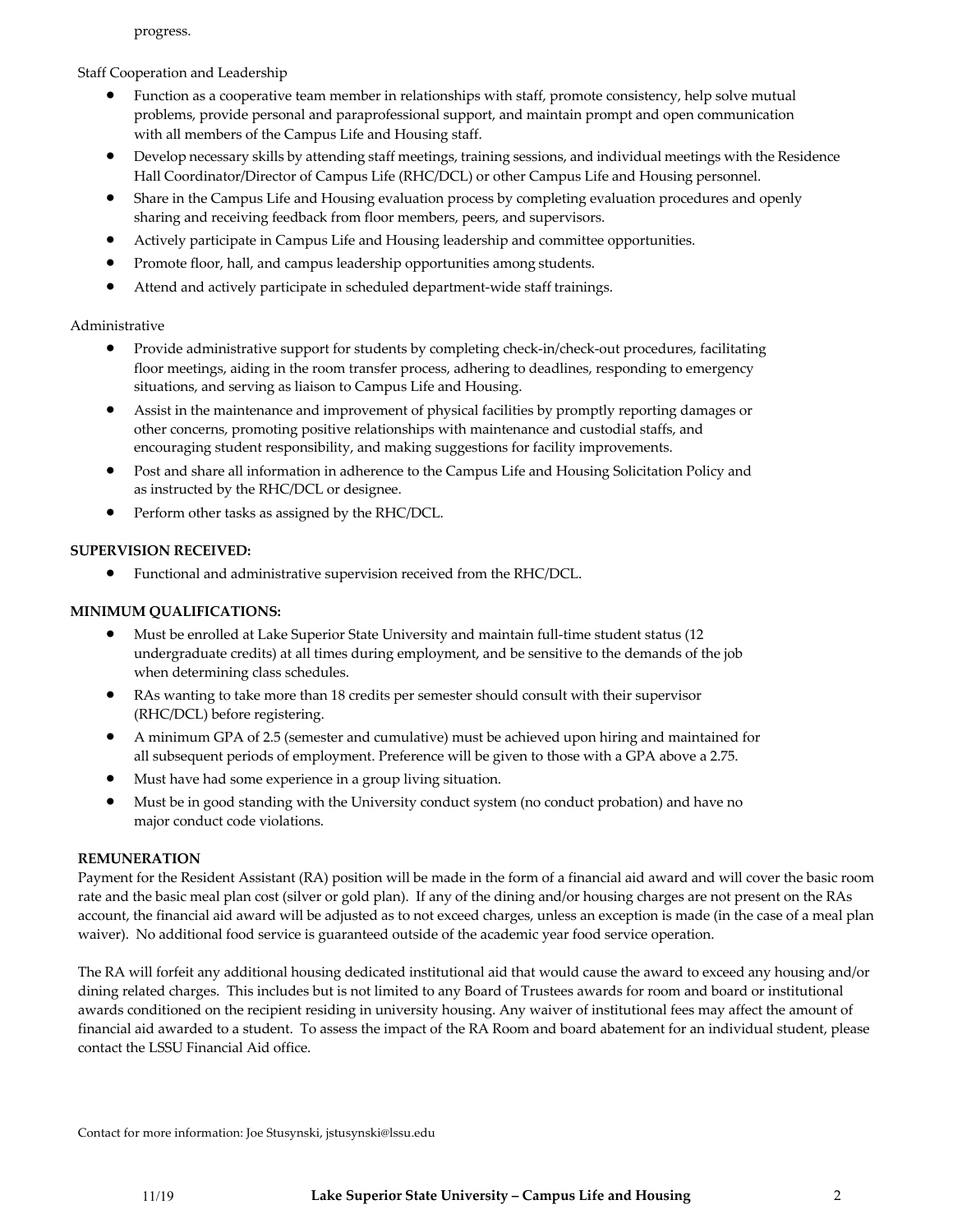progress.

Staff Cooperation and Leadership

- Function as a cooperative team member in relationships with staff, promote consistency, help solve mutual problems, provide personal and paraprofessional support, and maintain prompt and open communication with all members of the Campus Life and Housing staff.
- Develop necessary skills by attending staff meetings, training sessions, and individual meetings with the Residence Hall Coordinator/Director of Campus Life (RHC/DCL) or other Campus Life and Housing personnel.
- Share in the Campus Life and Housing evaluation process by completing evaluation procedures and openly sharing and receiving feedback from floor members, peers, and supervisors.
- Actively participate in Campus Life and Housing leadership and committee opportunities.
- Promote floor, hall, and campus leadership opportunities among students.
- Attend and actively participate in scheduled department-wide staff trainings.

Administrative

- Provide administrative support for students by completing check-in/check-out procedures, facilitating floor meetings, aiding in the room transfer process, adhering to deadlines, responding to emergency situations, and serving as liaison to Campus Life and Housing.
- Assist in the maintenance and improvement of physical facilities by promptly reporting damages or other concerns, promoting positive relationships with maintenance and custodial staffs, and encouraging student responsibility, and making suggestions for facility improvements.
- Post and share all information in adherence to the Campus Life and Housing Solicitation Policy and as instructed by the RHC/DCL or designee.
- Perform other tasks as assigned by the RHC/DCL.

**SUPERVISION RECEIVED:**

- Functional and administrative supervision received from the RHC/DCL.

**MINIMUM QUALIFICATIONS:**

- Must be enrolled at Lake Superior State University and maintain full-time student status (12 undergraduate credits) at all times during employment, and be sensitive to the demands of the job when determining class schedules.
- RAs wanting to take more than 18 credits per semester should consult with their supervisor (RHC/DCL) before registering.
- A minimum GPA of 2.5 (semester and cumulative) must be achieved upon hiring and maintained for all subsequent periods of employment. Preference will be given to those with a GPA above a 2.75.
- Must have had some experience in a group living situation.
- Must be in good standing with the University conduct system (no conduct probation) and have no major conduct code violations.

**REMUNERATION**

Payment for the Resident Assistant (RA) position will be made in the form of a financial aid award and will cover the basic room rate and the basic meal plan cost (silver or gold plan). If any of the dining and/or housing charges are not present on the RAs account, the financial aid award will be adjusted as to not exceed charges, unless an exception is made (in the case of a meal plan waiver). No additional food service is guaranteed outside of the academic year food service operation.

The RA will forfeit any additional housing dedicated institutional aid that would cause the award to exceed any housing and/or dining related charges. This includes but is not limited to any Board of Trustees awards for room and board or institutional awards conditioned on the recipient residing in university housing. Any waiver of institutional fees may affect the amount of financial aid awarded to a student. To assess the impact of the RA Room and board abatement for an individual student, please contact the LSSU Financial Aid office.

Contact for more information: Joe Stusynski, jstusynski@lssu.edu